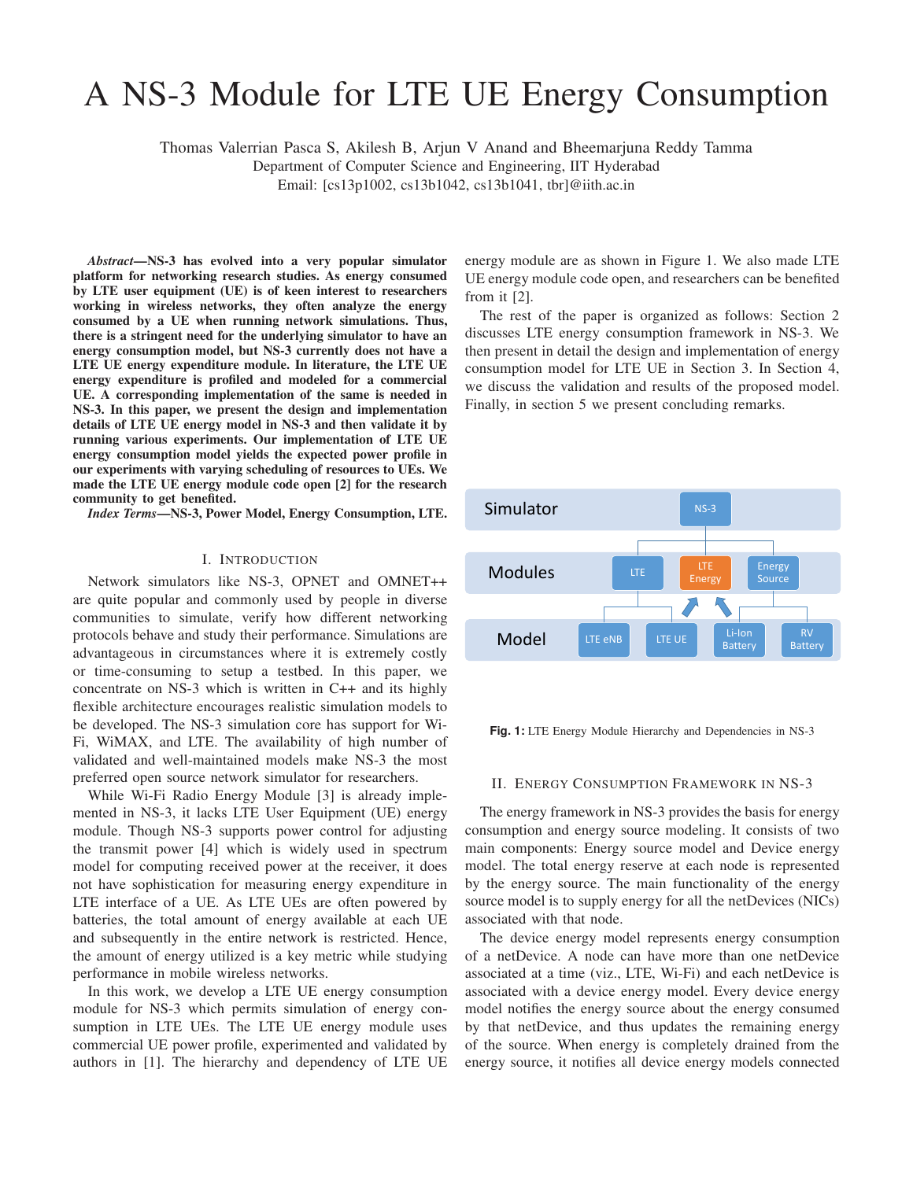# A NS-3 Module for LTE UE Energy Consumption

Thomas Valerrian Pasca S, Akilesh B, Arjun V Anand and Bheemarjuna Reddy Tamma
Department of Computer Science and Engineering, IIT Hyderabad
Email: [cs13p1002, cs13b1042, cs13b1041, tbr]@iith.ac.in

***Abstract*—NS-3 has evolved into a very popular simulator platform for networking research studies. As energy consumed by LTE user equipment (UE) is of keen interest to researchers working in wireless networks, they often analyze the energy consumed by a UE when running network simulations. Thus, there is a stringent need for the underlying simulator to have an energy consumption model, but NS-3 currently does not have a LTE UE energy expenditure module. In literature, the LTE UE energy expenditure is profiled and modeled for a commercial UE. A corresponding implementation of the same is needed in NS-3. In this paper, we present the design and implementation details of LTE UE energy model in NS-3 and then validate it by running various experiments. Our implementation of LTE UE energy consumption model yields the expected power profile in our experiments with varying scheduling of resources to UEs. We made the LTE UE energy module code open [2] for the research community to get benefited.**

***Index Terms*—NS-3, Power Model, Energy Consumption, LTE.**

## I. Introduction

Network simulators like NS-3, OPNET and OMNET++ are quite popular and commonly used by people in diverse communities to simulate, verify how different networking protocols behave and study their performance. Simulations are advantageous in circumstances where it is extremely costly or time-consuming to setup a testbed. In this paper, we concentrate on NS-3 which is written in C++ and its highly flexible architecture encourages realistic simulation models to be developed. The NS-3 simulation core has support for Wi-Fi, WiMAX, and LTE. The availability of high number of validated and well-maintained models make NS-3 the most preferred open source network simulator for researchers.

While Wi-Fi Radio Energy Module [3] is already implemented in NS-3, it lacks LTE User Equipment (UE) energy module. Though NS-3 supports power control for adjusting the transmit power [4] which is widely used in spectrum model for computing received power at the receiver, it does not have sophistication for measuring energy expenditure in LTE interface of a UE. As LTE UEs are often powered by batteries, the total amount of energy available at each UE and subsequently in the entire network is restricted. Hence, the amount of energy utilized is a key metric while studying performance in mobile wireless networks.

In this work, we develop a LTE UE energy consumption module for NS-3 which permits simulation of energy consumption in LTE UEs. The LTE UE energy module uses commercial UE power profile, experimented and validated by authors in [1]. The hierarchy and dependency of LTE UE energy module are as shown in Figure 1. We also made LTE UE energy module code open, and researchers can be benefited from it [2].

The rest of the paper is organized as follows: Section 2 discusses LTE energy consumption framework in NS-3. We then present in detail the design and implementation of energy consumption model for LTE UE in Section 3. In Section 4, we discuss the validation and results of the proposed model. Finally, in section 5 we present concluding remarks.

**Fig. 1:** LTE Energy Module Hierarchy and Dependencies in NS-3

## II. Energy Consumption Framework in NS-3

The energy framework in NS-3 provides the basis for energy consumption and energy source modeling. It consists of two main components: Energy source model and Device energy model. The total energy reserve at each node is represented by the energy source. The main functionality of the energy source model is to supply energy for all the netDevices (NICs) associated with that node.

The device energy model represents energy consumption of a netDevice. A node can have more than one netDevice associated at a time (viz., LTE, Wi-Fi) and each netDevice is associated with a device energy model. Every device energy model notifies the energy source about the energy consumed by that netDevice, and thus updates the remaining energy of the source. When energy is completely drained from the energy source, it notifies all device energy models connected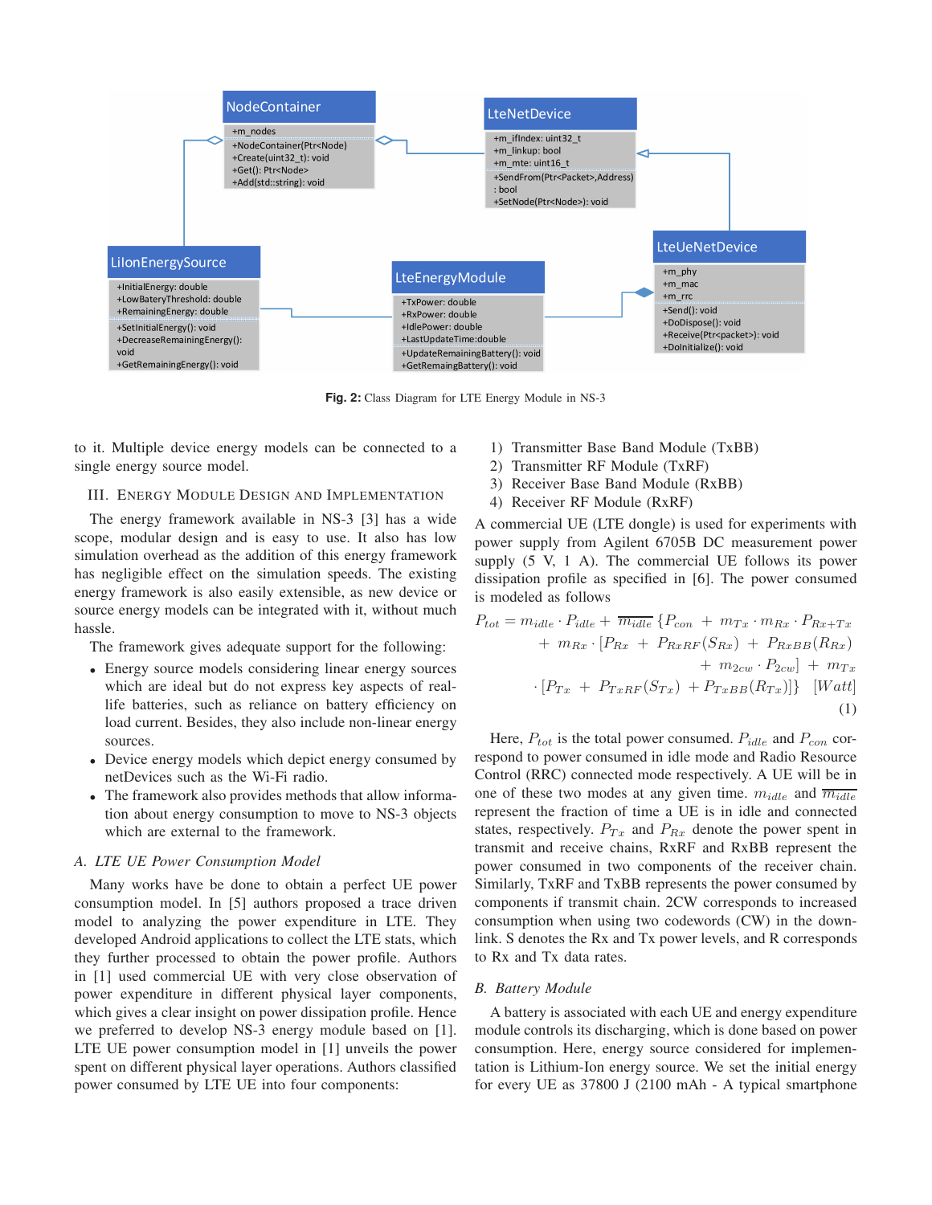Fig. 2: Class Diagram for LTE Energy Module in NS-3

to it. Multiple device energy models can be connected to a single energy source model.

## III. Energy Module Design and Implementation

The energy framework available in NS-3 [3] has a wide scope, modular design and is easy to use. It also has low simulation overhead as the addition of this energy framework has negligible effect on the simulation speeds. The existing energy framework is also easily extensible, as new device or source energy models can be integrated with it, without much hassle.

The framework gives adequate support for the following:

- Energy source models considering linear energy sources which are ideal but do not express key aspects of real-life batteries, such as reliance on battery efficiency on load current. Besides, they also include non-linear energy sources.
- Device energy models which depict energy consumed by netDevices such as the Wi-Fi radio.
- The framework also provides methods that allow information about energy consumption to move to NS-3 objects which are external to the framework.

### A. LTE UE Power Consumption Model

Many works have be done to obtain a perfect UE power consumption model. In [5] authors proposed a trace driven model to analyzing the power expenditure in LTE. They developed Android applications to collect the LTE stats, which they further processed to obtain the power profile. Authors in [1] used commercial UE with very close observation of power expenditure in different physical layer components, which gives a clear insight on power dissipation profile. Hence we preferred to develop NS-3 energy module based on [1]. LTE UE power consumption model in [1] unveils the power spent on different physical layer operations. Authors classified power consumed by LTE UE into four components:

1) Transmitter Base Band Module (TxBB)
2) Transmitter RF Module (TxRF)
3) Receiver Base Band Module (RxBB)
4) Receiver RF Module (RxRF)

A commercial UE (LTE dongle) is used for experiments with power supply from Agilent 6705B DC measurement power supply (5 V, 1 A). The commercial UE follows its power dissipation profile as specified in [6]. The power consumed is modeled as follows

$$
\begin{aligned}
P_{tot} = m_{idle} \cdot P_{idle} + \overline{m_{idle}}\, \{P_{con} \; + \; m_{Tx} \cdot m_{Rx} \cdot P_{Rx+Tx} \\
+ \; m_{Rx} \cdot [P_{Rx} \; + \; P_{RxRF}(S_{Rx}) \; + \; P_{RxBB}(R_{Rx}) \\
+ \; m_{2cw} \cdot P_{2cw}] \; + \; m_{Tx} \\
\cdot \, [P_{Tx} \; + \; P_{TxRF}(S_{Tx}) \; + P_{TxBB}(R_{Tx})]\} \quad [Watt]
\end{aligned}
\tag{1}
$$

Here, $P_{tot}$ is the total power consumed. $P_{idle}$ and $P_{con}$ correspond to power consumed in idle mode and Radio Resource Control (RRC) connected mode respectively. A UE will be in one of these two modes at any given time. $m_{idle}$ and $\overline{m_{idle}}$ represent the fraction of time a UE is in idle and connected states, respectively. $P_{Tx}$ and $P_{Rx}$ denote the power spent in transmit and receive chains, RxRF and RxBB represent the power consumed in two components of the receiver chain. Similarly, TxRF and TxBB represents the power consumed by components if transmit chain. 2CW corresponds to increased consumption when using two codewords (CW) in the downlink. S denotes the Rx and Tx power levels, and R corresponds to Rx and Tx data rates.

### B. Battery Module

A battery is associated with each UE and energy expenditure module controls its discharging, which is done based on power consumption. Here, energy source considered for implementation is Lithium-Ion energy source. We set the initial energy for every UE as 37800 J (2100 mAh - A typical smartphone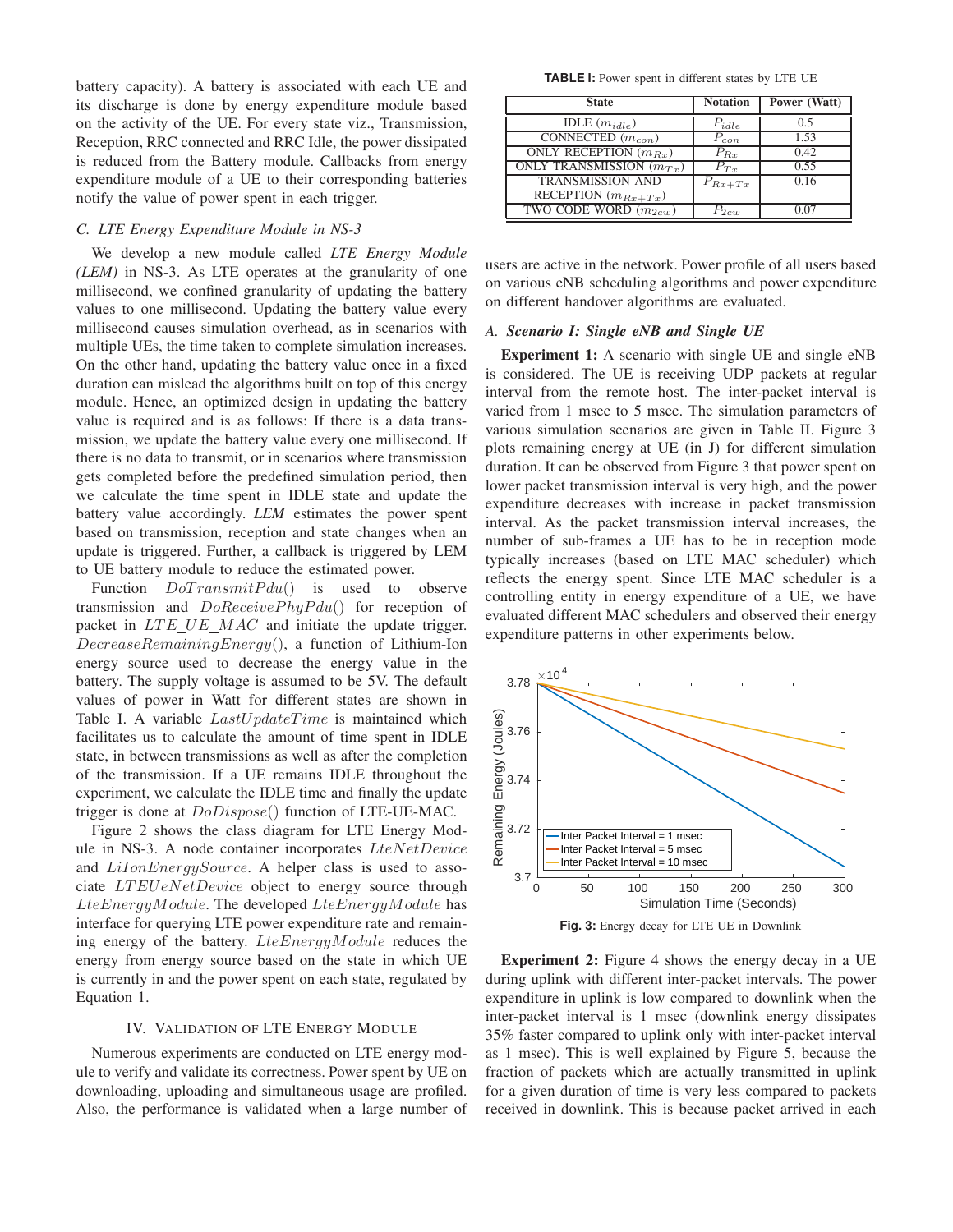battery capacity). A battery is associated with each UE and its discharge is done by energy expenditure module based on the activity of the UE. For every state viz., Transmission, Reception, RRC connected and RRC Idle, the power dissipated is reduced from the Battery module. Callbacks from energy expenditure module of a UE to their corresponding batteries notify the value of power spent in each trigger.

### C. LTE Energy Expenditure Module in NS-3

We develop a new module called *LTE Energy Module (LEM)* in NS-3. As LTE operates at the granularity of one millisecond, we confined granularity of updating the battery values to one millisecond. Updating the battery value every millisecond causes simulation overhead, as in scenarios with multiple UEs, the time taken to complete simulation increases. On the other hand, updating the battery value once in a fixed duration can mislead the algorithms built on top of this energy module. Hence, an optimized design in updating the battery value is required and is as follows: If there is a data transmission, we update the battery value every one millisecond. If there is no data to transmit, or in scenarios where transmission gets completed before the predefined simulation period, then we calculate the time spent in IDLE state and update the battery value accordingly. *LEM* estimates the power spent based on transmission, reception and state changes when an update is triggered. Further, a callback is triggered by LEM to UE battery module to reduce the estimated power.

Function $DoTransmitPdu()$ is used to observe transmission and $DoReceivePhyPdu()$ for reception of packet in $LTE\_UE\_MAC$ and initiate the update trigger. $DecreaseRemainingEnergy()$, a function of Lithium-Ion energy source used to decrease the energy value in the battery. The supply voltage is assumed to be 5V. The default values of power in Watt for different states are shown in Table I. A variable $LastUpdateTime$ is maintained which facilitates us to calculate the amount of time spent in IDLE state, in between transmissions as well as after the completion of the transmission. If a UE remains IDLE throughout the experiment, we calculate the IDLE time and finally the update trigger is done at $DoDispose()$ function of LTE-UE-MAC.

Figure 2 shows the class diagram for LTE Energy Module in NS-3. A node container incorporates $LteNetDevice$ and $LiIonEnergySource$. A helper class is used to associate $LTEUeNetDevice$ object to energy source through $LteEnergyModule$. The developed $LteEnergyModule$ has interface for querying LTE power expenditure rate and remaining energy of the battery. $LteEnergyModule$ reduces the energy from energy source based on the state in which UE is currently in and the power spent on each state, regulated by Equation 1.

## IV. Validation of LTE Energy Module

Numerous experiments are conducted on LTE energy module to verify and validate its correctness. Power spent by UE on downloading, uploading and simultaneous usage are profiled. Also, the performance is validated when a large number of users are active in the network. Power profile of all users based on various eNB scheduling algorithms and power expenditure on different handover algorithms are evaluated.

**TABLE I:** Power spent in different states by LTE UE

| State | Notation | Power (Watt) |
|---|---|---|
| IDLE ($m_{idle}$) | $P_{idle}$ | 0.5 |
| CONNECTED ($m_{con}$) | $P_{con}$ | 1.53 |
| ONLY RECEPTION ($m_{Rx}$) | $P_{Rx}$ | 0.42 |
| ONLY TRANSMISSION ($m_{Tx}$) | $P_{Tx}$ | 0.55 |
| TRANSMISSION AND RECEPTION ($m_{Rx+Tx}$) | $P_{Rx+Tx}$ | 0.16 |
| TWO CODE WORD ($m_{2cw}$) | $P_{2cw}$ | 0.07 |

### A. *Scenario I: Single eNB and Single UE*

**Experiment 1:** A scenario with single UE and single eNB is considered. The UE is receiving UDP packets at regular interval from the remote host. The inter-packet interval is varied from 1 msec to 5 msec. The simulation parameters of various simulation scenarios are given in Table II. Figure 3 plots remaining energy at UE (in J) for different simulation duration. It can be observed from Figure 3 that power spent on lower packet transmission interval is very high, and the power expenditure decreases with increase in packet transmission interval. As the packet transmission interval increases, the number of sub-frames a UE has to be in reception mode typically increases (based on LTE MAC scheduler) which reflects the energy spent. Since LTE MAC scheduler is a controlling entity in energy expenditure of a UE, we have evaluated different MAC schedulers and observed their energy expenditure patterns in other experiments below.

**Fig. 3:** Energy decay for LTE UE in Downlink

**Experiment 2:** Figure 4 shows the energy decay in a UE during uplink with different inter-packet intervals. The power expenditure in uplink is low compared to downlink when the inter-packet interval is 1 msec (downlink energy dissipates 35% faster compared to uplink only with inter-packet interval as 1 msec). This is well explained by Figure 5, because the fraction of packets which are actually transmitted in uplink for a given duration of time is very less compared to packets received in downlink. This is because packet arrived in each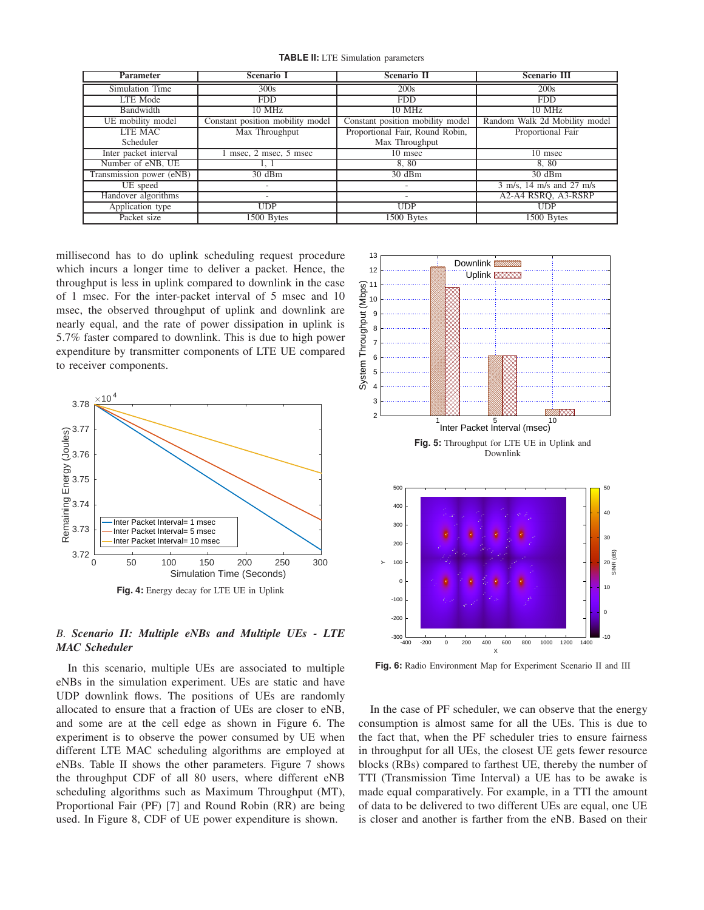**TABLE II:** LTE Simulation parameters

| Parameter | Scenario I | Scenario II | Scenario III |
|---|---|---|---|
| Simulation Time | 300s | 200s | 200s |
| LTE Mode | FDD | FDD | FDD |
| Bandwidth | 10 MHz | 10 MHz | 10 MHz |
| UE mobility model | Constant position mobility model | Constant position mobility model | Random Walk 2d Mobility model |
| LTE MAC Scheduler | Max Throughput | Proportional Fair, Round Robin, Max Throughput | Proportional Fair |
| Inter packet interval | 1 msec, 2 msec, 5 msec | 10 msec | 10 msec |
| Number of eNB, UE | 1, 1 | 8, 80 | 8, 80 |
| Transmission power (eNB) | 30 dBm | 30 dBm | 30 dBm |
| UE speed | - | - | 3 m/s, 14 m/s and 27 m/s |
| Handover algorithms | - | - | A2-A4 RSRQ, A3-RSRP |
| Application type | UDP | UDP | UDP |
| Packet size | 1500 Bytes | 1500 Bytes | 1500 Bytes |

millisecond has to do uplink scheduling request procedure which incurs a longer time to deliver a packet. Hence, the throughput is less in uplink compared to downlink in the case of 1 msec. For the inter-packet interval of 5 msec and 10 msec, the observed throughput of uplink and downlink are nearly equal, and the rate of power dissipation in uplink is 5.7% faster compared to downlink. This is due to high power expenditure by transmitter components of LTE UE compared to receiver components.

**Fig. 4:** Energy decay for LTE UE in Uplink

**Fig. 5:** Throughput for LTE UE in Uplink and Downlink

**Fig. 6:** Radio Environment Map for Experiment Scenario II and III

### B. *Scenario II: Multiple eNBs and Multiple UEs - LTE MAC Scheduler*

In this scenario, multiple UEs are associated to multiple eNBs in the simulation experiment. UEs are static and have UDP downlink flows. The positions of UEs are randomly allocated to ensure that a fraction of UEs are closer to eNB, and some are at the cell edge as shown in Figure 6. The experiment is to observe the power consumed by UE when different LTE MAC scheduling algorithms are employed at eNBs. Table II shows the other parameters. Figure 7 shows the throughput CDF of all 80 users, where different eNB scheduling algorithms such as Maximum Throughput (MT), Proportional Fair (PF) [7] and Round Robin (RR) are being used. In Figure 8, CDF of UE power expenditure is shown.

In the case of PF scheduler, we can observe that the energy consumption is almost same for all the UEs. This is due to the fact that, when the PF scheduler tries to ensure fairness in throughput for all UEs, the closest UE gets fewer resource blocks (RBs) compared to farthest UE, thereby the number of TTI (Transmission Time Interval) a UE has to be awake is made equal comparatively. For example, in a TTI the amount of data to be delivered to two different UEs are equal, one UE is closer and another is farther from the eNB. Based on their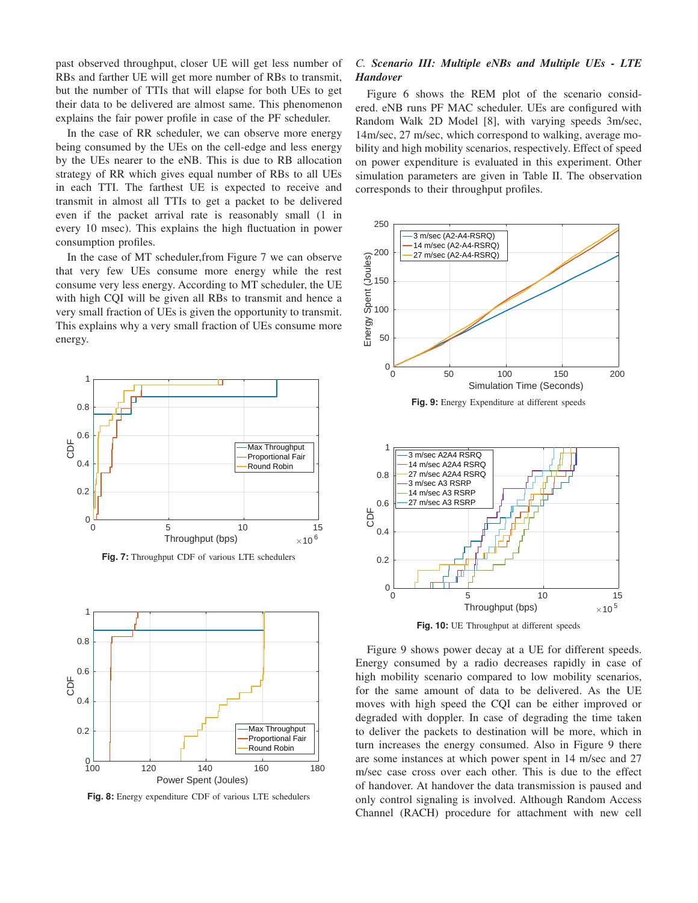past observed throughput, closer UE will get less number of RBs and farther UE will get more number of RBs to transmit, but the number of TTIs that will elapse for both UEs to get their data to be delivered are almost same. This phenomenon explains the fair power profile in case of the PF scheduler.

In the case of RR scheduler, we can observe more energy being consumed by the UEs on the cell-edge and less energy by the UEs nearer to the eNB. This is due to RB allocation strategy of RR which gives equal number of RBs to all UEs in each TTI. The farthest UE is expected to receive and transmit in almost all TTIs to get a packet to be delivered even if the packet arrival rate is reasonably small (1 in every 10 msec). This explains the high fluctuation in power consumption profiles.

In the case of MT scheduler,from Figure 7 we can observe that very few UEs consume more energy while the rest consume very less energy. According to MT scheduler, the UE with high CQI will be given all RBs to transmit and hence a very small fraction of UEs is given the opportunity to transmit. This explains why a very small fraction of UEs consume more energy.

**Fig. 7:** Throughput CDF of various LTE schedulers

**Fig. 8:** Energy expenditure CDF of various LTE schedulers

### *C. Scenario III: Multiple eNBs and Multiple UEs - LTE Handover*

Figure 6 shows the REM plot of the scenario considered. eNB runs PF MAC scheduler. UEs are configured with Random Walk 2D Model [8], with varying speeds 3m/sec, 14m/sec, 27 m/sec, which correspond to walking, average mobility and high mobility scenarios, respectively. Effect of speed on power expenditure is evaluated in this experiment. Other simulation parameters are given in Table II. The observation corresponds to their throughput profiles.

**Fig. 9:** Energy Expenditure at different speeds

**Fig. 10:** UE Throughput at different speeds

Figure 9 shows power decay at a UE for different speeds. Energy consumed by a radio decreases rapidly in case of high mobility scenario compared to low mobility scenarios, for the same amount of data to be delivered. As the UE moves with high speed the CQI can be either improved or degraded with doppler. In case of degrading the time taken to deliver the packets to destination will be more, which in turn increases the energy consumed. Also in Figure 9 there are some instances at which power spent in 14 m/sec and 27 m/sec case cross over each other. This is due to the effect of handover. At handover the data transmission is paused and only control signaling is involved. Although Random Access Channel (RACH) procedure for attachment with new cell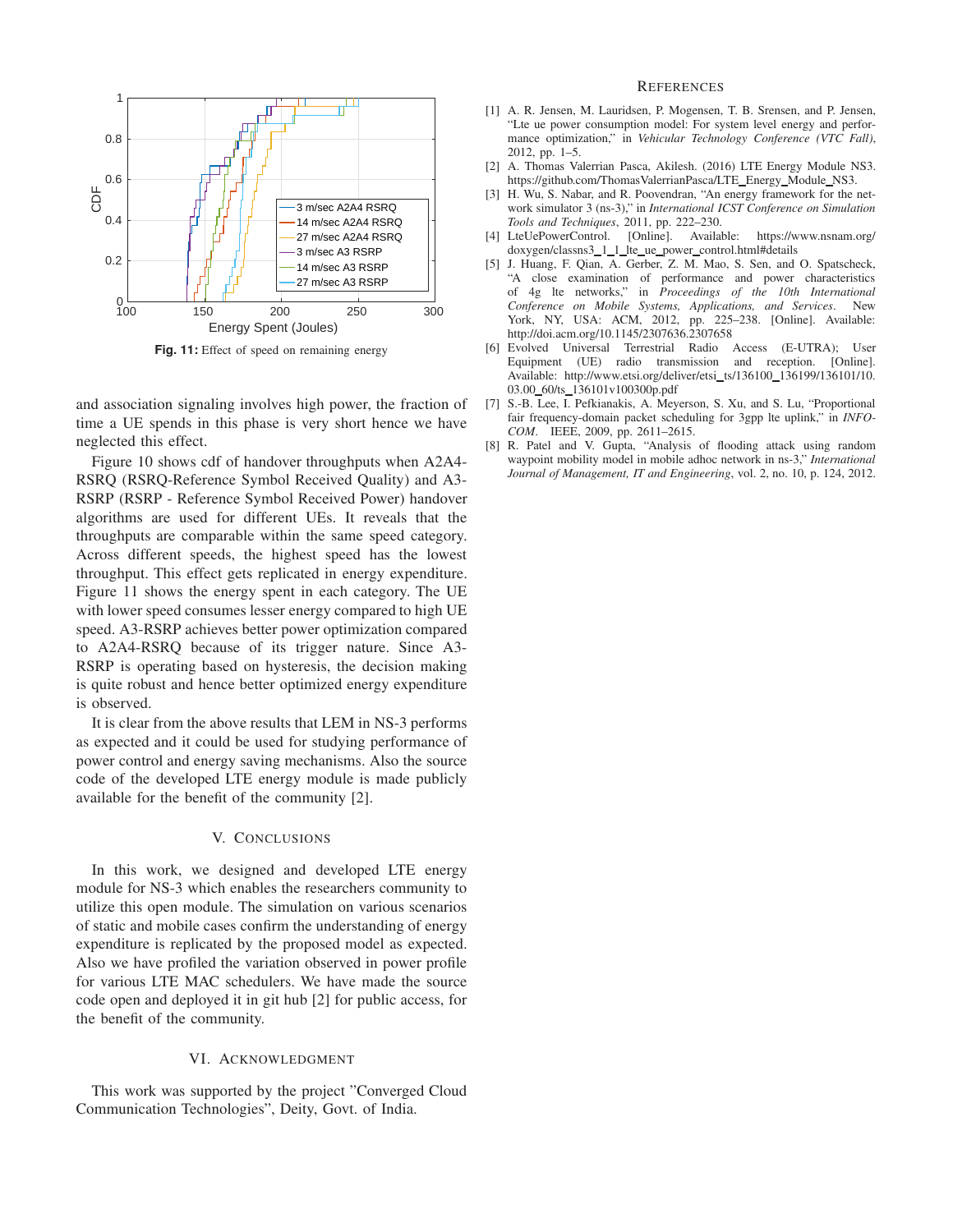1
0.8
0.6
0.4
0.2
0
CDF
100
150
200
250
300
Energy Spent (Joules)

3 m/sec A2A4 RSRQ
14 m/sec A2A4 RSRQ
27 m/sec A2A4 RSRQ
3 m/sec A3 RSRP
14 m/sec A3 RSRP
27 m/sec A3 RSRP

**Fig. 11:** Effect of speed on remaining energy

and association signaling involves high power, the fraction of time a UE spends in this phase is very short hence we have neglected this effect.

Figure 10 shows cdf of handover throughputs when A2A4-RSRQ (RSRQ-Reference Symbol Received Quality) and A3-RSRP (RSRP - Reference Symbol Received Power) handover algorithms are used for different UEs. It reveals that the throughputs are comparable within the same speed category. Across different speeds, the highest speed has the lowest throughput. This effect gets replicated in energy expenditure. Figure 11 shows the energy spent in each category. The UE with lower speed consumes lesser energy compared to high UE speed. A3-RSRP achieves better power optimization compared to A2A4-RSRQ because of its trigger nature. Since A3-RSRP is operating based on hysteresis, the decision making is quite robust and hence better optimized energy expenditure is observed.

It is clear from the above results that LEM in NS-3 performs as expected and it could be used for studying performance of power control and energy saving mechanisms. Also the source code of the developed LTE energy module is made publicly available for the benefit of the community [2].

## V. Conclusions

In this work, we designed and developed LTE energy module for NS-3 which enables the researchers community to utilize this open module. The simulation on various scenarios of static and mobile cases confirm the understanding of energy expenditure is replicated by the proposed model as expected. Also we have profiled the variation observed in power profile for various LTE MAC schedulers. We have made the source code open and deployed it in git hub [2] for public access, for the benefit of the community.

## VI. Acknowledgment

This work was supported by the project "Converged Cloud Communication Technologies", Deity, Govt. of India.

## References

[1] A. R. Jensen, M. Lauridsen, P. Mogensen, T. B. Srensen, and P. Jensen, "Lte ue power consumption model: For system level energy and performance optimization," in *Vehicular Technology Conference (VTC Fall)*, 2012, pp. 1–5.

[2] A. Thomas Valerrian Pasca, Akilesh. (2016) LTE Energy Module NS3. https://github.com/ThomasValerrianPasca/LTE_Energy_Module_NS3.

[3] H. Wu, S. Nabar, and R. Poovendran, "An energy framework for the network simulator 3 (ns-3)," in *International ICST Conference on Simulation Tools and Techniques*, 2011, pp. 222–230.

[4] LteUePowerControl. [Online]. Available: https://www.nsnam.org/doxygen/classns3_1_1_lte_ue_power_control.html#details

[5] J. Huang, F. Qian, A. Gerber, Z. M. Mao, S. Sen, and O. Spatscheck, "A close examination of performance and power characteristics of 4g lte networks," in *Proceedings of the 10th International Conference on Mobile Systems, Applications, and Services*. New York, NY, USA: ACM, 2012, pp. 225–238. [Online]. Available: http://doi.acm.org/10.1145/2307636.2307658

[6] Evolved Universal Terrestrial Radio Access (E-UTRA); User Equipment (UE) radio transmission and reception. [Online]. Available: http://www.etsi.org/deliver/etsi_ts/136100_136199/136101/10.03.00_60/ts_136101v100300p.pdf

[7] S.-B. Lee, I. Pefkianakis, A. Meyerson, S. Xu, and S. Lu, "Proportional fair frequency-domain packet scheduling for 3gpp lte uplink," in *INFOCOM*. IEEE, 2009, pp. 2611–2615.

[8] R. Patel and V. Gupta, "Analysis of flooding attack using random waypoint mobility model in mobile adhoc network in ns-3," *International Journal of Management, IT and Engineering*, vol. 2, no. 10, p. 124, 2012.